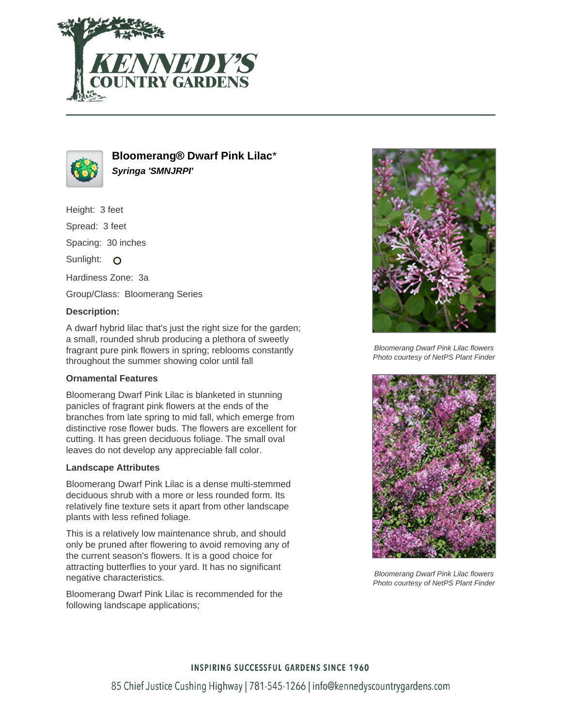# Bloomerang® Dwarf Pink Lilac*

***Syringa 'SMNJRPI'***

Height: 3 feet

Spread: 3 feet

Spacing: 30 inches

Sunlight:

Hardiness Zone: 3a

Group/Class: Bloomerang Series

### Description:

A dwarf hybrid lilac that's just the right size for the garden; a small, rounded shrub producing a plethora of sweetly fragrant pure pink flowers in spring; reblooms constantly throughout the summer showing color until fall

### Ornamental Features

Bloomerang Dwarf Pink Lilac is blanketed in stunning panicles of fragrant pink flowers at the ends of the branches from late spring to mid fall, which emerge from distinctive rose flower buds. The flowers are excellent for cutting. It has green deciduous foliage. The small oval leaves do not develop any appreciable fall color.

### Landscape Attributes

Bloomerang Dwarf Pink Lilac is a dense multi-stemmed deciduous shrub with a more or less rounded form. Its relatively fine texture sets it apart from other landscape plants with less refined foliage.

This is a relatively low maintenance shrub, and should only be pruned after flowering to avoid removing any of the current season's flowers. It is a good choice for attracting butterflies to your yard. It has no significant negative characteristics.

Bloomerang Dwarf Pink Lilac is recommended for the following landscape applications;

*Bloomerang Dwarf Pink Lilac flowers*
*Photo courtesy of NetPS Plant Finder*

*Bloomerang Dwarf Pink Lilac flowers*
*Photo courtesy of NetPS Plant Finder*

INSPIRING SUCCESSFUL GARDENS SINCE 1960

85 Chief Justice Cushing Highway | 781-545-1266 | info@kennedyscountrygardens.com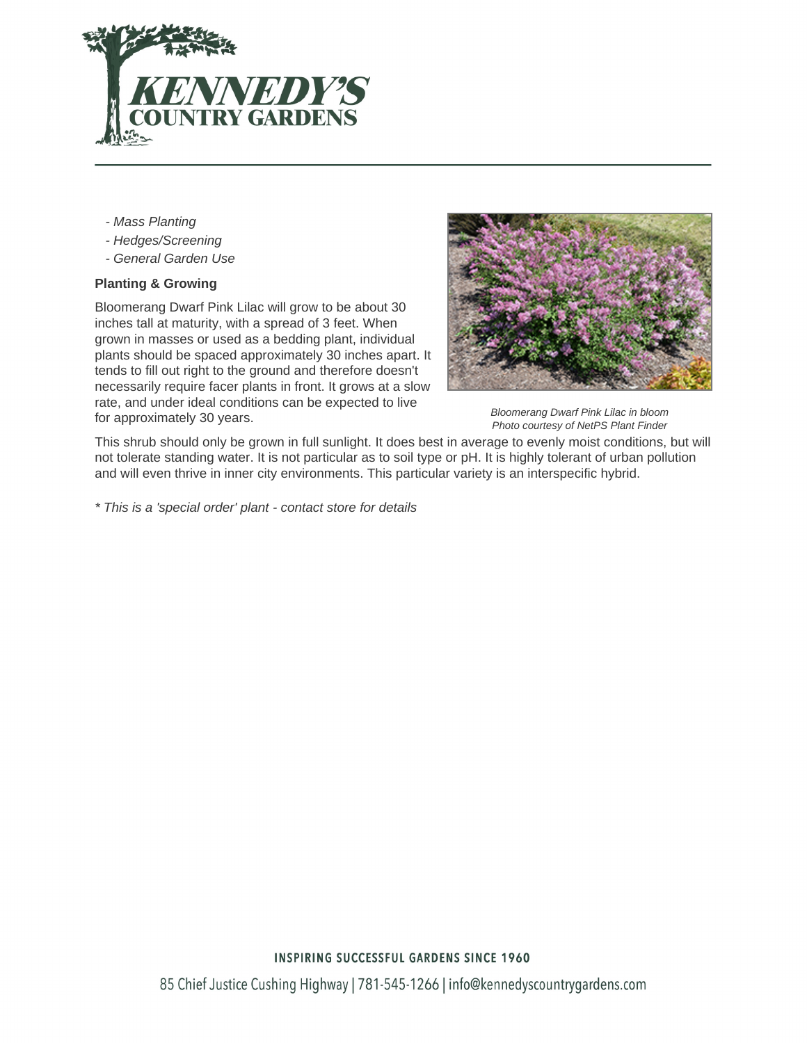- *Mass Planting*
- *Hedges/Screening*
- *General Garden Use*

**Planting & Growing**

Bloomerang Dwarf Pink Lilac will grow to be about 30 inches tall at maturity, with a spread of 3 feet. When grown in masses or used as a bedding plant, individual plants should be spaced approximately 30 inches apart. It tends to fill out right to the ground and therefore doesn't necessarily require facer plants in front. It grows at a slow rate, and under ideal conditions can be expected to live for approximately 30 years.

*Bloomerang Dwarf Pink Lilac in bloom*
*Photo courtesy of NetPS Plant Finder*

This shrub should only be grown in full sunlight. It does best in average to evenly moist conditions, but will not tolerate standing water. It is not particular as to soil type or pH. It is highly tolerant of urban pollution and will even thrive in inner city environments. This particular variety is an interspecific hybrid.

*\* This is a 'special order' plant - contact store for details*